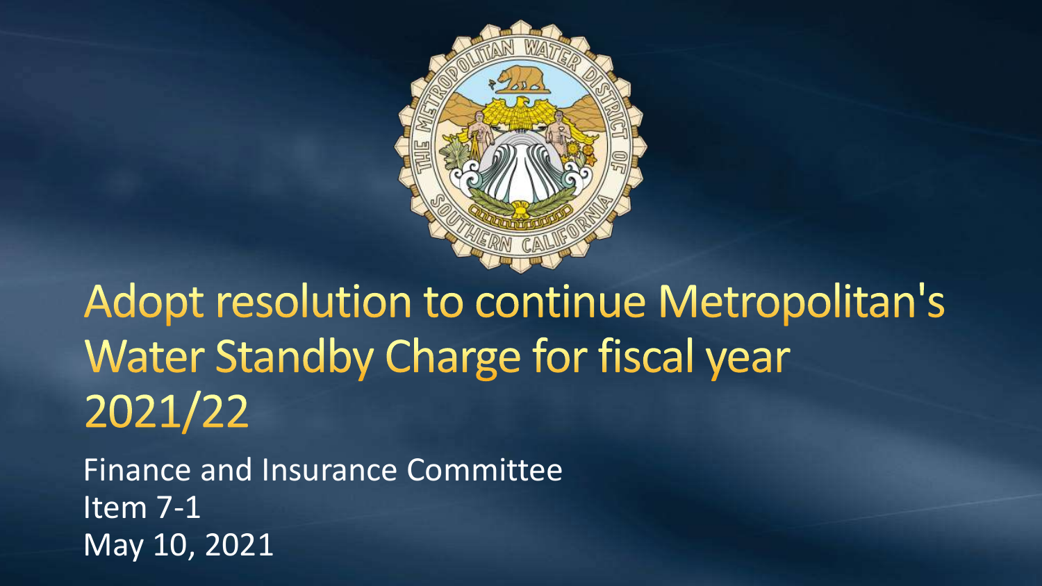# Adopt resolution to continue Metropolitan's Water Standby Charge for fiscal year 2021/22

Finance and Insurance Committee
Item 7-1
May 10, 2021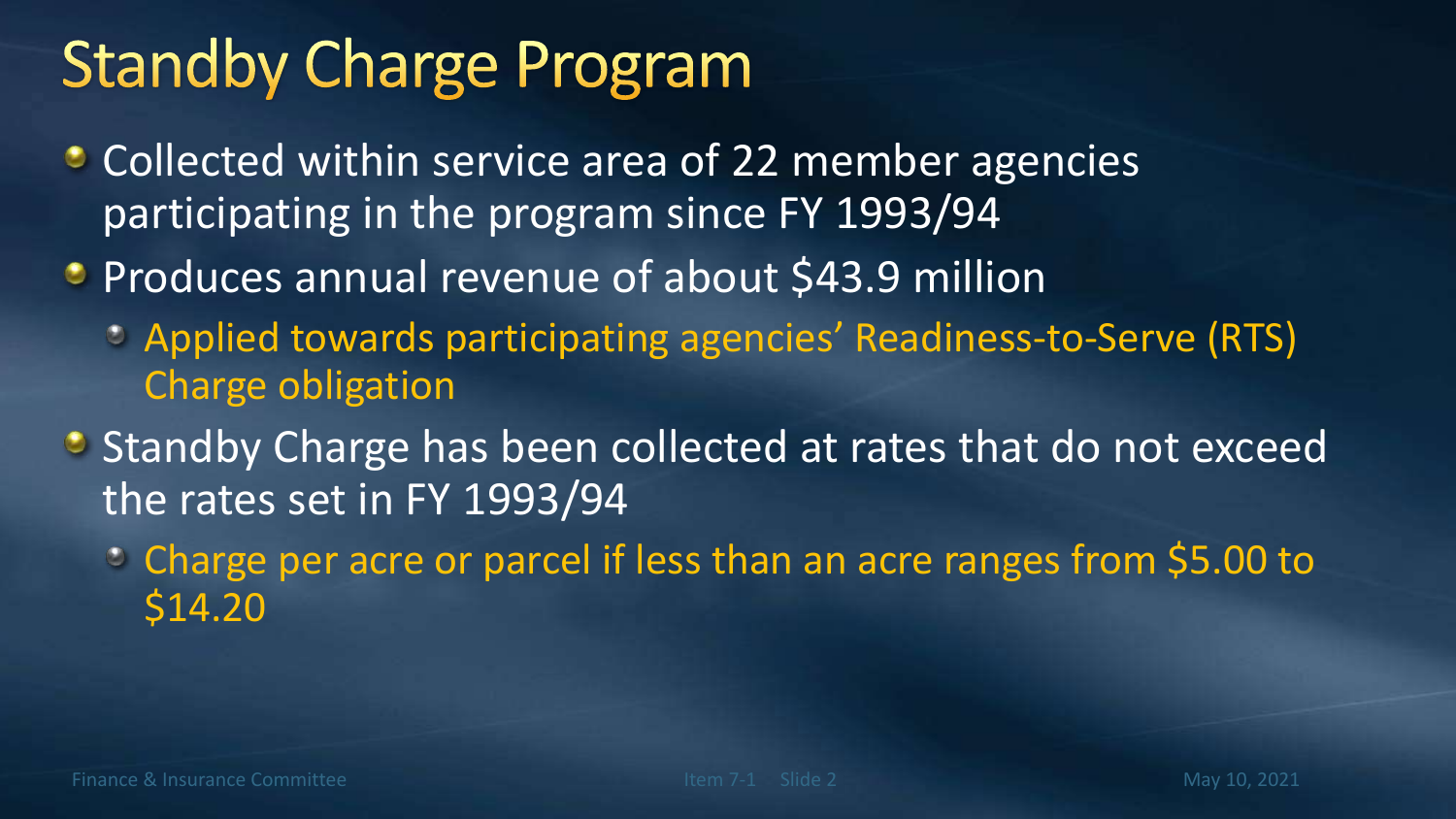# Standby Charge Program

- Collected within service area of 22 member agencies participating in the program since FY 1993/94
- Produces annual revenue of about $43.9 million
  - Applied towards participating agencies' Readiness-to-Serve (RTS) Charge obligation
- Standby Charge has been collected at rates that do not exceed the rates set in FY 1993/94
  - Charge per acre or parcel if less than an acre ranges from $5.00 to $14.20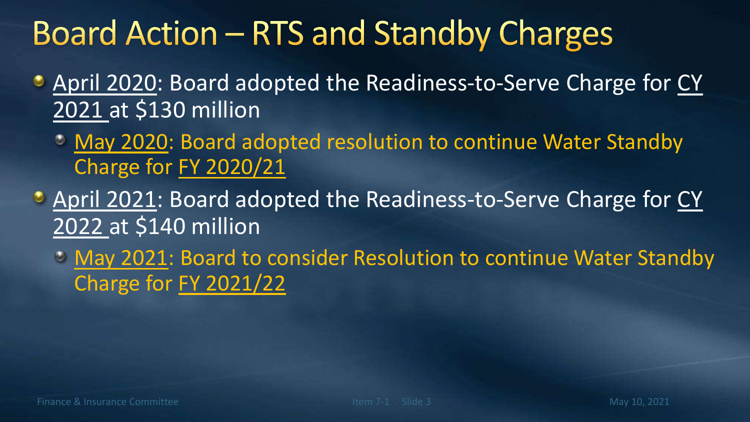# Board Action – RTS and Standby Charges

- April 2020: Board adopted the Readiness-to-Serve Charge for CY 2021 at $130 million
  - May 2020: Board adopted resolution to continue Water Standby Charge for FY 2020/21
- April 2021: Board adopted the Readiness-to-Serve Charge for CY 2022 at $140 million
  - May 2021: Board to consider Resolution to continue Water Standby Charge for FY 2021/22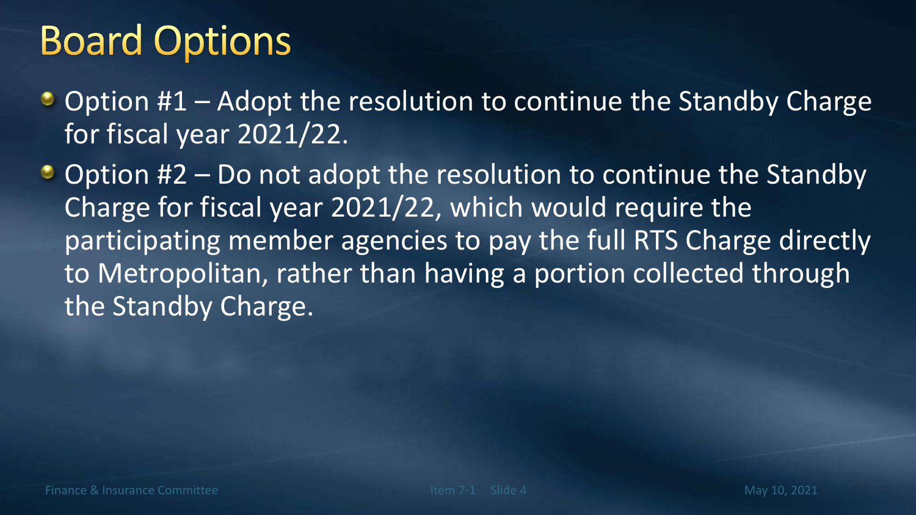# Board Options

- Option #1 – Adopt the resolution to continue the Standby Charge for fiscal year 2021/22.
- Option #2 – Do not adopt the resolution to continue the Standby Charge for fiscal year 2021/22, which would require the participating member agencies to pay the full RTS Charge directly to Metropolitan, rather than having a portion collected through the Standby Charge.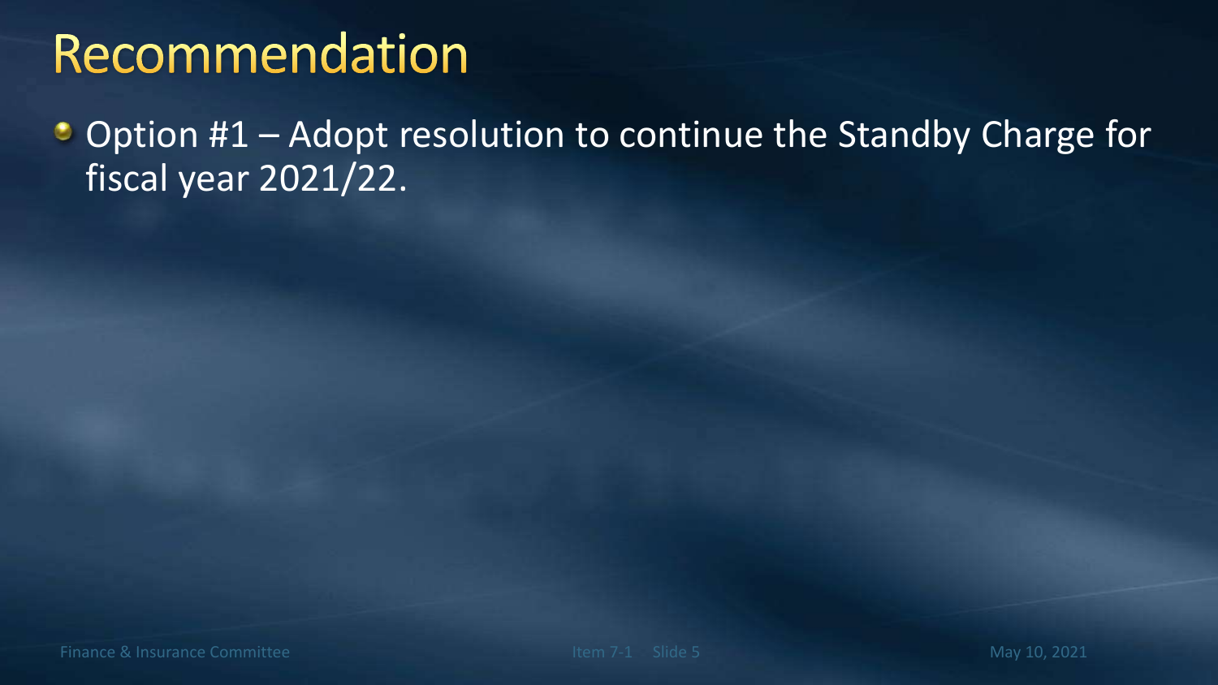# Recommendation

- Option #1 – Adopt resolution to continue the Standby Charge for fiscal year 2021/22.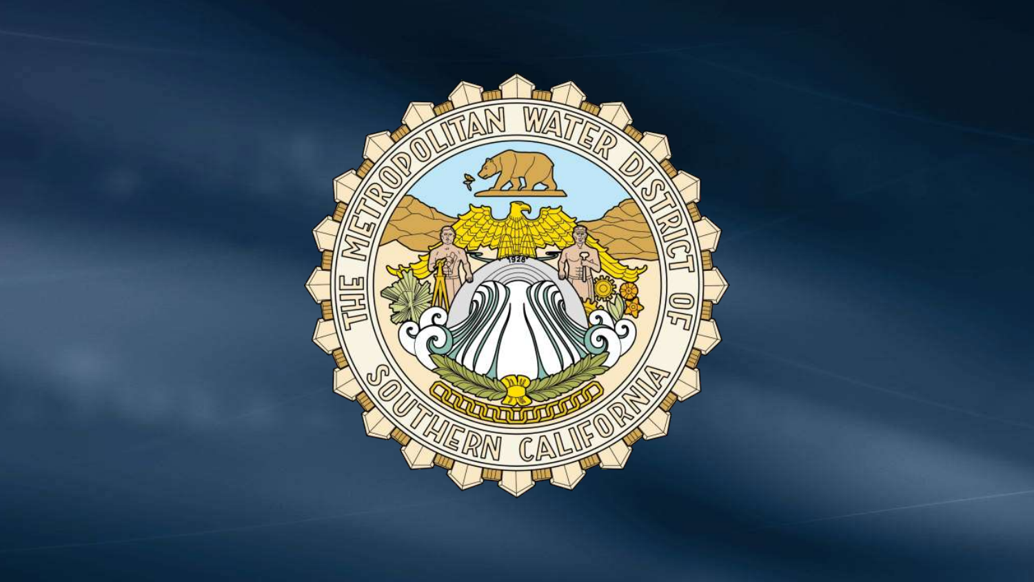THE METROPOLITAN WATER DISTRICT OF SOUTHERN CALIFORNIA